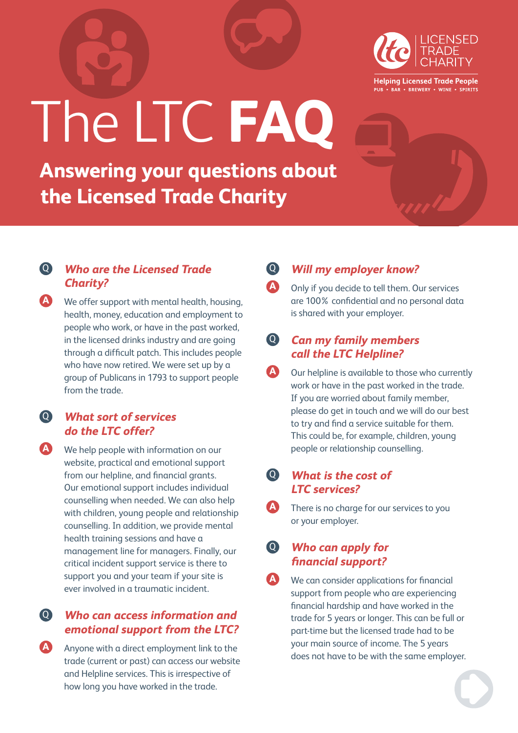LICENSED TRADE CHARITY

Helping Licensed Trade People

PUB • BAR • BREWERY • WINE • SPIRITS

# The LTC **FAQ**

## Answering your questions about the Licensed Trade Charity

### Q *Who are the Licensed Trade Charity?*

**A** We offer support with mental health, housing, health, money, education and employment to people who work, or have in the past worked, in the licensed drinks industry and are going through a difficult patch. This includes people who have now retired. We were set up by a group of Publicans in 1793 to support people from the trade.

### Q *What sort of services do the LTC offer?*

**A** We help people with information on our website, practical and emotional support from our helpline, and financial grants. Our emotional support includes individual counselling when needed. We can also help with children, young people and relationship counselling. In addition, we provide mental health training sessions and have a management line for managers. Finally, our critical incident support service is there to support you and your team if your site is ever involved in a traumatic incident.

### Q *Who can access information and emotional support from the LTC?*

**A** Anyone with a direct employment link to the trade (current or past) can access our website and Helpline services. This is irrespective of how long you have worked in the trade.

### Q *Will my employer know?*

**A** Only if you decide to tell them. Our services are 100% confidential and no personal data is shared with your employer.

### Q *Can my family members call the LTC Helpline?*

**A** Our helpline is available to those who currently work or have in the past worked in the trade. If you are worried about family member, please do get in touch and we will do our best to try and find a service suitable for them. This could be, for example, children, young people or relationship counselling.

### Q *What is the cost of LTC services?*

**A** There is no charge for our services to you or your employer.

### Q *Who can apply for financial support?*

**A** We can consider applications for financial support from people who are experiencing financial hardship and have worked in the trade for 5 years or longer. This can be full or part-time but the licensed trade had to be your main source of income. The 5 years does not have to be with the same employer.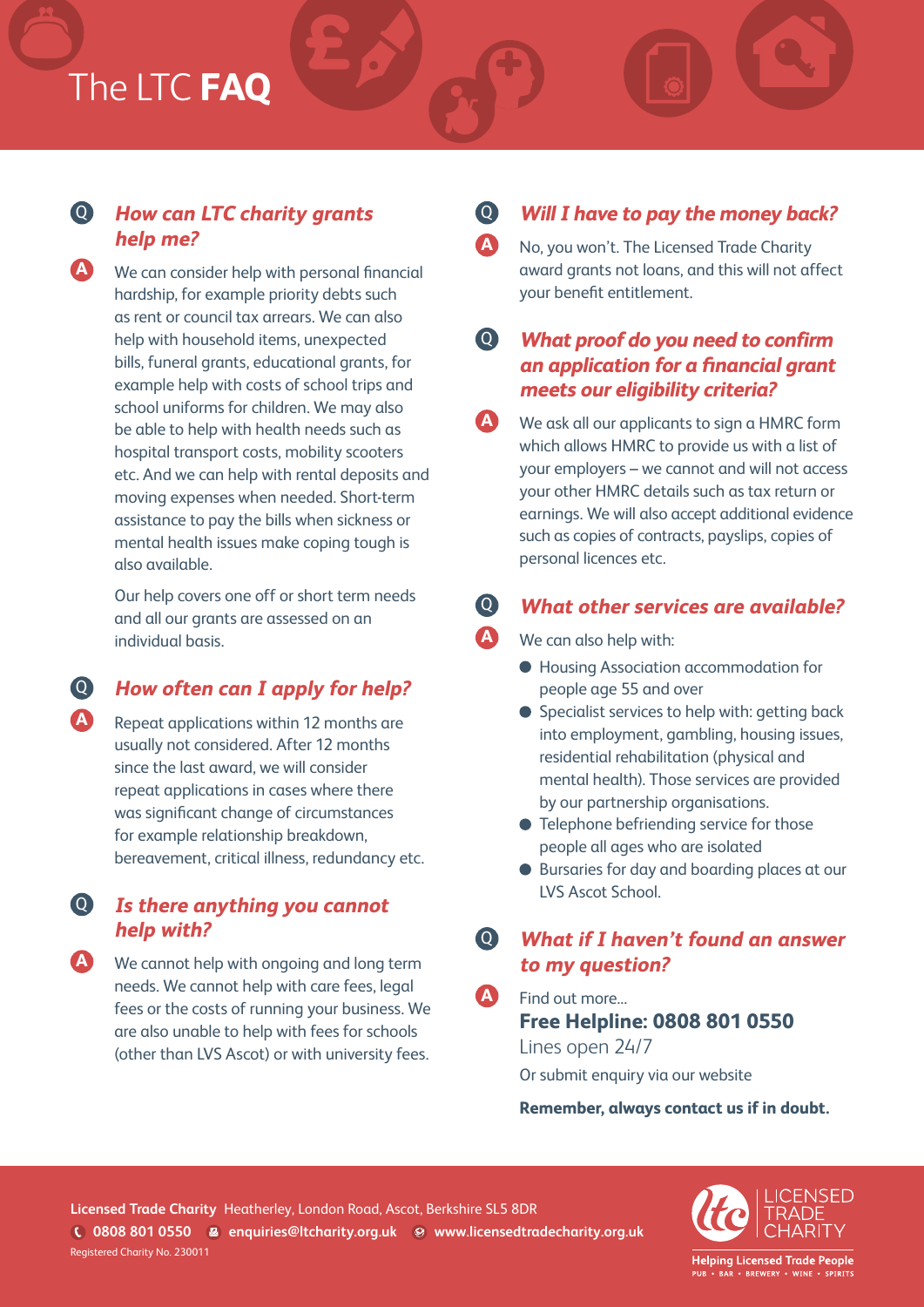# The LTC **FAQ**

**Q** ***How can LTC charity grants help me?***

**A** We can consider help with personal financial hardship, for example priority debts such as rent or council tax arrears. We can also help with household items, unexpected bills, funeral grants, educational grants, for example help with costs of school trips and school uniforms for children. We may also be able to help with health needs such as hospital transport costs, mobility scooters etc. And we can help with rental deposits and moving expenses when needed. Short-term assistance to pay the bills when sickness or mental health issues make coping tough is also available.

Our help covers one off or short term needs and all our grants are assessed on an individual basis.

**Q** ***How often can I apply for help?***

**A** Repeat applications within 12 months are usually not considered. After 12 months since the last award, we will consider repeat applications in cases where there was significant change of circumstances for example relationship breakdown, bereavement, critical illness, redundancy etc.

**Q** ***Is there anything you cannot help with?***

**A** We cannot help with ongoing and long term needs. We cannot help with care fees, legal fees or the costs of running your business. We are also unable to help with fees for schools (other than LVS Ascot) or with university fees.

**Q** ***Will I have to pay the money back?***

**A** No, you won't. The Licensed Trade Charity award grants not loans, and this will not affect your benefit entitlement.

**Q** ***What proof do you need to confirm an application for a financial grant meets our eligibility criteria?***

**A** We ask all our applicants to sign a HMRC form which allows HMRC to provide us with a list of your employers – we cannot and will not access your other HMRC details such as tax return or earnings. We will also accept additional evidence such as copies of contracts, payslips, copies of personal licences etc.

**Q** ***What other services are available?***

**A** We can also help with:

- Housing Association accommodation for people age 55 and over
- Specialist services to help with: getting back into employment, gambling, housing issues, residential rehabilitation (physical and mental health). Those services are provided by our partnership organisations.
- Telephone befriending service for those people all ages who are isolated
- Bursaries for day and boarding places at our LVS Ascot School.

**Q** ***What if I haven't found an answer to my question?***

**A** Find out more...

**Free Helpline: 0808 801 0550**

Lines open 24/7

Or submit enquiry via our website

**Remember, always contact us if in doubt.**

**Licensed Trade Charity** Heatherley, London Road, Ascot, Berkshire SL5 8DR

**0808 801 0550** **enquiries@ltcharity.org.uk** **www.licensedtradecharity.org.uk**

Registered Charity No. 230011

LICENSED TRADE CHARITY

**Helping Licensed Trade People**

PUB • BAR • BREWERY • WINE • SPIRITS